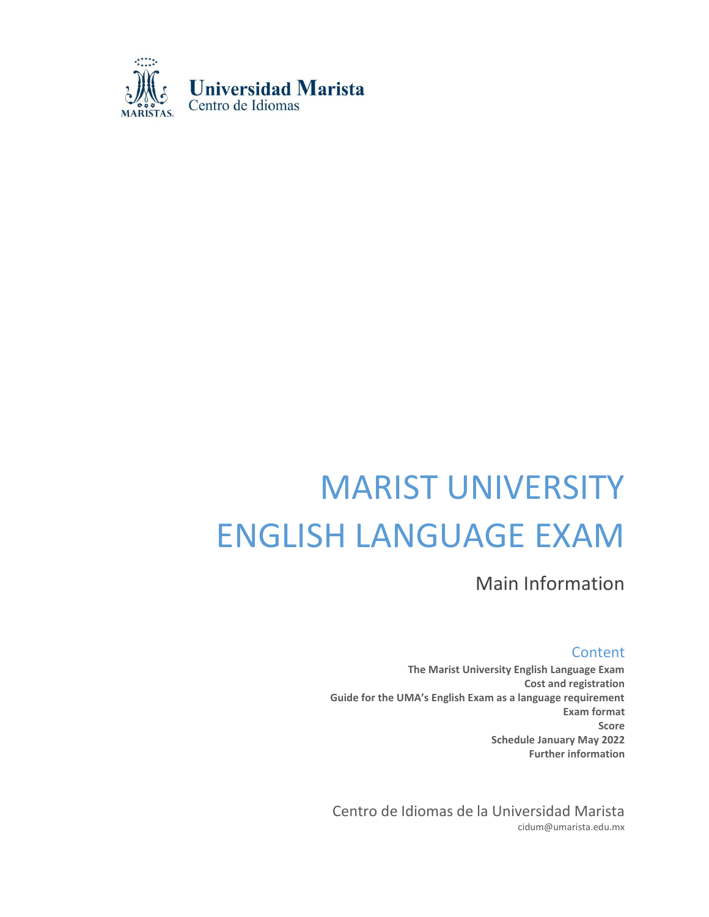Universidad Marista
Centro de Idiomas

# MARIST UNIVERSITY ENGLISH LANGUAGE EXAM

## Main Information

### Content

**The Marist University English Language Exam**
**Cost and registration**
**Guide for the UMA's English Exam as a language requirement**
**Exam format**
**Score**
**Schedule January May 2022**
**Further information**

Centro de Idiomas de la Universidad Marista
cidum@umarista.edu.mx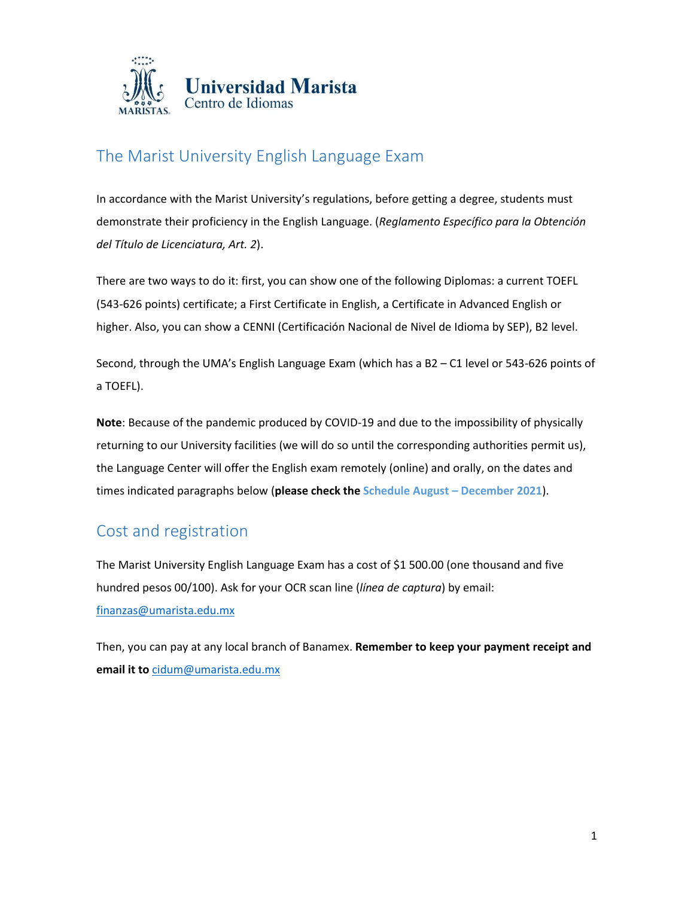Universidad Marista
Centro de Idiomas

## The Marist University English Language Exam

In accordance with the Marist University's regulations, before getting a degree, students must demonstrate their proficiency in the English Language. (*Reglamento Específico para la Obtención del Título de Licenciatura, Art. 2*).

There are two ways to do it: first, you can show one of the following Diplomas: a current TOEFL (543-626 points) certificate; a First Certificate in English, a Certificate in Advanced English or higher. Also, you can show a CENNI (Certificación Nacional de Nivel de Idioma by SEP), B2 level.

Second, through the UMA's English Language Exam (which has a B2 – C1 level or 543-626 points of a TOEFL).

**Note**: Because of the pandemic produced by COVID-19 and due to the impossibility of physically returning to our University facilities (we will do so until the corresponding authorities permit us), the Language Center will offer the English exam remotely (online) and orally, on the dates and times indicated paragraphs below (**please check the Schedule August – December 2021**).

## Cost and registration

The Marist University English Language Exam has a cost of $1 500.00 (one thousand and five hundred pesos 00/100). Ask for your OCR scan line (*línea de captura*) by email: finanzas@umarista.edu.mx

Then, you can pay at any local branch of Banamex. **Remember to keep your payment receipt and email it to** cidum@umarista.edu.mx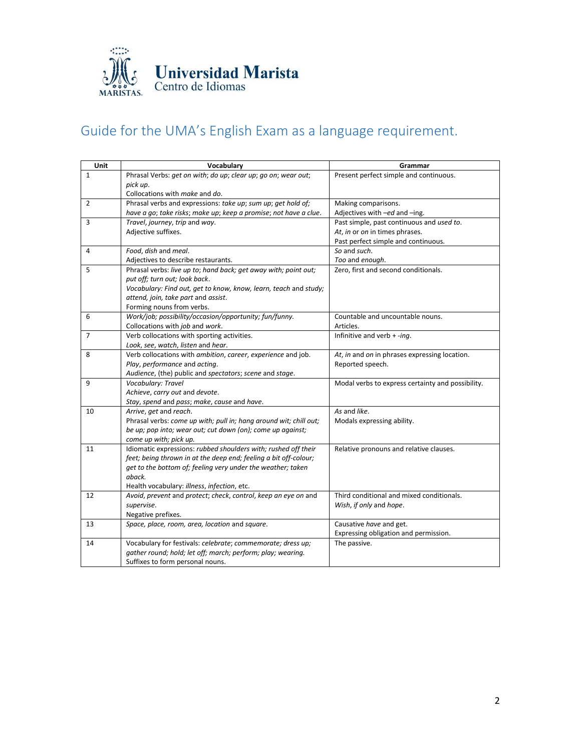Universidad Marista
Centro de Idiomas

# Guide for the UMA's English Exam as a language requirement.

| Unit | Vocabulary | Grammar |
|---|---|---|
| 1 | Phrasal Verbs: *get on with*; *do up*; *clear up*; *go on*; *wear out*; *pick up*.<br>Collocations with *make* and *do*. | Present perfect simple and continuous. |
| 2 | Phrasal verbs and expressions: *take up*; *sum up*; *get hold of; have a go*; *take risks*; *make up*; *keep a promise*; *not have a clue*. | Making comparisons.<br>Adjectives with *–ed* and –ing. |
| 3 | *Travel*, *journey*, *trip* and *way*.<br>Adjective suffixes. | Past simple, past continuous and *used to*.<br>*At*, *in* or *on* in times phrases.<br>Past perfect simple and continuous. |
| 4 | *Food*, *dish* and *meal*.<br>Adjectives to describe restaurants. | *So* and *such*.<br>*Too* and *enough*. |
| 5 | Phrasal verbs: *live up to*; *hand back; get away with; point out; put off; turn out; look back*.<br>*Vocabulary: Find out, get to know, know, learn, teach* and *study; attend, join, take part* and *assist*.<br>Forming nouns from verbs. | Zero, first and second conditionals. |
| 6 | *Work/job; possibility/occasion/opportunity; fun/funny.*<br>Collocations with *job* and *work*. | Countable and uncountable nouns.<br>Articles. |
| 7 | Verb collocations with sporting activities.<br>*Look, see, watch, listen* and *hear*. | Infinitive and verb + *-ing*. |
| 8 | Verb collocations with *ambition*, *career*, *experience* and job.<br>*Play*, *performance* and *acting*.<br>*Audience*, (the) public and *spectators*; *scene* and *stage*. | *At*, *in* and *on* in phrases expressing location.<br>Reported speech. |
| 9 | *Vocabulary: Travel*<br>*Achieve*, *carry out* and *devote*.<br>*Stay*, *spend* and *pass*; *make*, *cause* and *have*. | Modal verbs to express certainty and possibility. |
| 10 | *Arrive*, *get* and *reach*.<br>Phrasal verbs: *come up with; pull in; hang around wit; chill out; be up; pop into; wear out; cut down (on); come up against; come up with; pick up.* | *As* and *like*.<br>Modals expressing ability. |
| 11 | Idiomatic expressions: *rubbed shoulders with; rushed off their feet; being thrown in at the deep end; feeling a bit off-colour; get to the bottom of; feeling very under the weather; taken aback.*<br>Health vocabulary: *illness*, *infection*, etc. | Relative pronouns and relative clauses. |
| 12 | *Avoid*, *prevent* and *protect*; *check*, *control*, *keep an eye on* and *supervise*.<br>Negative prefixes. | Third conditional and mixed conditionals.<br>*Wish*, *if only* and *hope*. |
| 13 | *Space, place, room, area, location* and *square*. | Causative *have* and get.<br>Expressing obligation and permission. |
| 14 | Vocabulary for festivals: *celebrate; commemorate; dress up; gather round; hold; let off; march; perform; play; wearing.*<br>Suffixes to form personal nouns. | The passive. |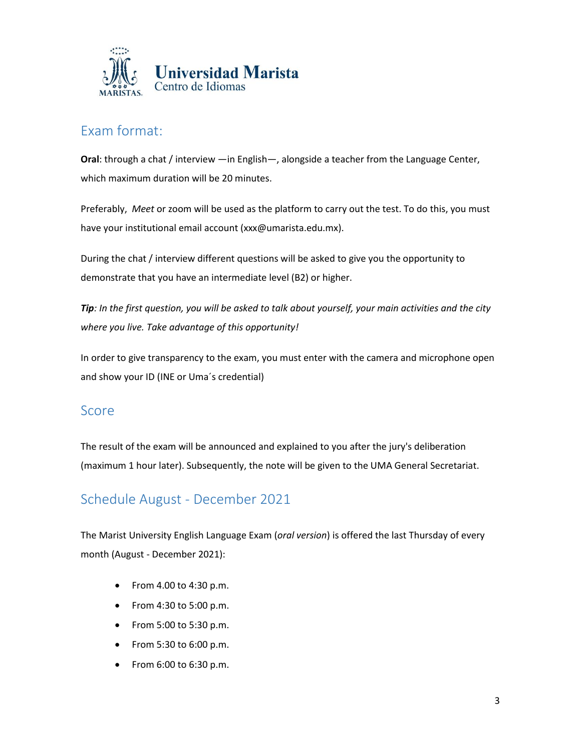Universidad Marista
Centro de Idiomas

## Exam format:

**Oral**: through a chat / interview —in English—, alongside a teacher from the Language Center, which maximum duration will be 20 minutes.

Preferably, *Meet* or zoom will be used as the platform to carry out the test. To do this, you must have your institutional email account (xxx@umarista.edu.mx).

During the chat / interview different questions will be asked to give you the opportunity to demonstrate that you have an intermediate level (B2) or higher.

***Tip****: In the first question, you will be asked to talk about yourself, your main activities and the city where you live. Take advantage of this opportunity!*

In order to give transparency to the exam, you must enter with the camera and microphone open and show your ID (INE or Uma´s credential)

## Score

The result of the exam will be announced and explained to you after the jury's deliberation (maximum 1 hour later). Subsequently, the note will be given to the UMA General Secretariat.

## Schedule August - December 2021

The Marist University English Language Exam (*oral version*) is offered the last Thursday of every month (August - December 2021):

- From 4.00 to 4:30 p.m.
- From 4:30 to 5:00 p.m.
- From 5:00 to 5:30 p.m.
- From 5:30 to 6:00 p.m.
- From 6:00 to 6:30 p.m.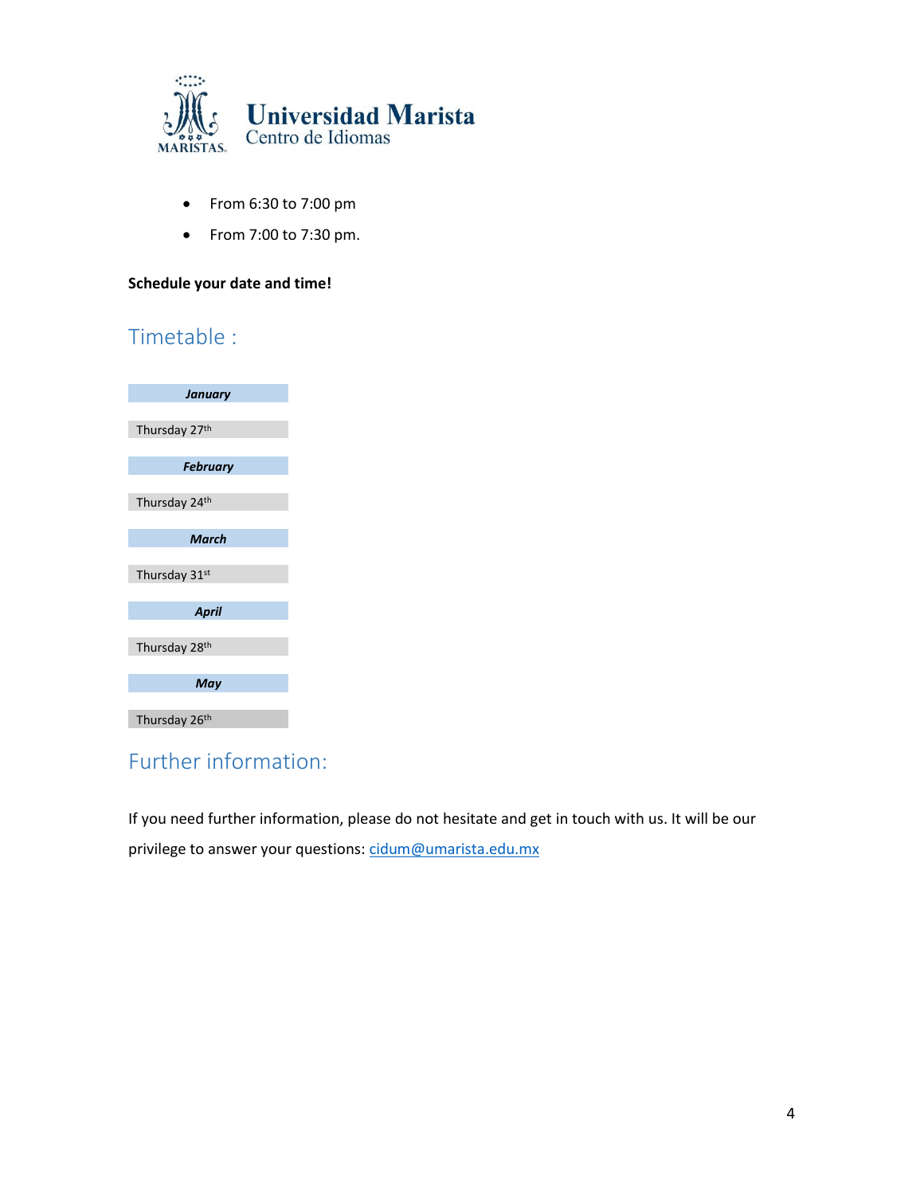Universidad Marista
Centro de Idiomas

- From 6:30 to 7:00 pm
- From 7:00 to 7:30 pm.

**Schedule your date and time!**

## Timetable :

| ***January*** |
| --- |
| Thursday 27th |
| ***February*** |
| Thursday 24th |
| ***March*** |
| Thursday 31st |
| ***April*** |
| Thursday 28th |
| ***May*** |
| Thursday 26th |

## Further information:

If you need further information, please do not hesitate and get in touch with us. It will be our privilege to answer your questions: cidum@umarista.edu.mx